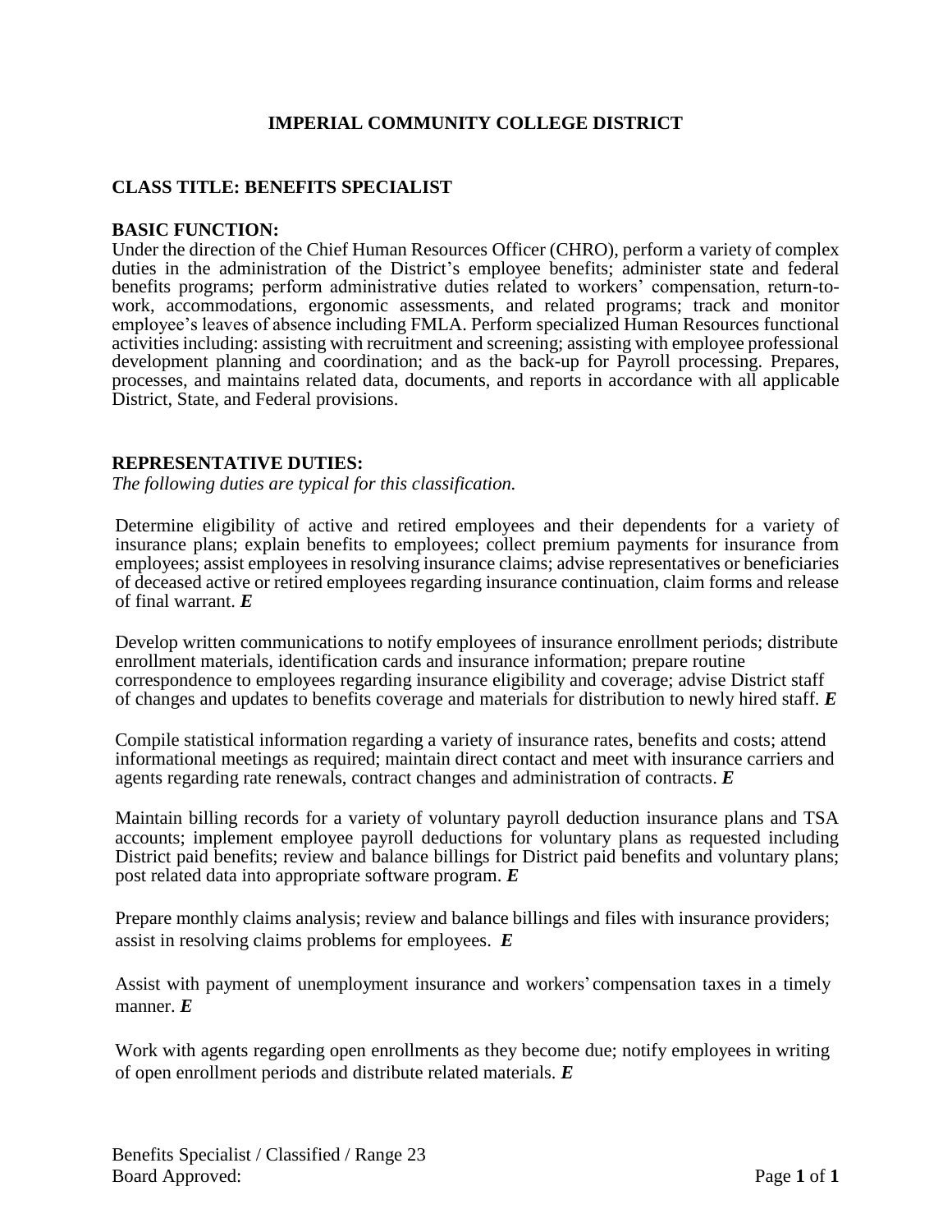# IMPERIAL COMMUNITY COLLEGE DISTRICT

## CLASS TITLE: BENEFITS SPECIALIST

### BASIC FUNCTION:

Under the direction of the Chief Human Resources Officer (CHRO), perform a variety of complex duties in the administration of the District's employee benefits; administer state and federal benefits programs; perform administrative duties related to workers' compensation, return-to-work, accommodations, ergonomic assessments, and related programs; track and monitor employee's leaves of absence including FMLA. Perform specialized Human Resources functional activities including: assisting with recruitment and screening; assisting with employee professional development planning and coordination; and as the back-up for Payroll processing. Prepares, processes, and maintains related data, documents, and reports in accordance with all applicable District, State, and Federal provisions.

### REPRESENTATIVE DUTIES:

*The following duties are typical for this classification.*

Determine eligibility of active and retired employees and their dependents for a variety of insurance plans; explain benefits to employees; collect premium payments for insurance from employees; assist employees in resolving insurance claims; advise representatives or beneficiaries of deceased active or retired employees regarding insurance continuation, claim forms and release of final warrant. ***E***

Develop written communications to notify employees of insurance enrollment periods; distribute enrollment materials, identification cards and insurance information; prepare routine correspondence to employees regarding insurance eligibility and coverage; advise District staff of changes and updates to benefits coverage and materials for distribution to newly hired staff. ***E***

Compile statistical information regarding a variety of insurance rates, benefits and costs; attend informational meetings as required; maintain direct contact and meet with insurance carriers and agents regarding rate renewals, contract changes and administration of contracts. ***E***

Maintain billing records for a variety of voluntary payroll deduction insurance plans and TSA accounts; implement employee payroll deductions for voluntary plans as requested including District paid benefits; review and balance billings for District paid benefits and voluntary plans; post related data into appropriate software program. ***E***

Prepare monthly claims analysis; review and balance billings and files with insurance providers; assist in resolving claims problems for employees. ***E***

Assist with payment of unemployment insurance and workers' compensation taxes in a timely manner. ***E***

Work with agents regarding open enrollments as they become due; notify employees in writing of open enrollment periods and distribute related materials. ***E***

Benefits Specialist / Classified / Range 23
Board Approved: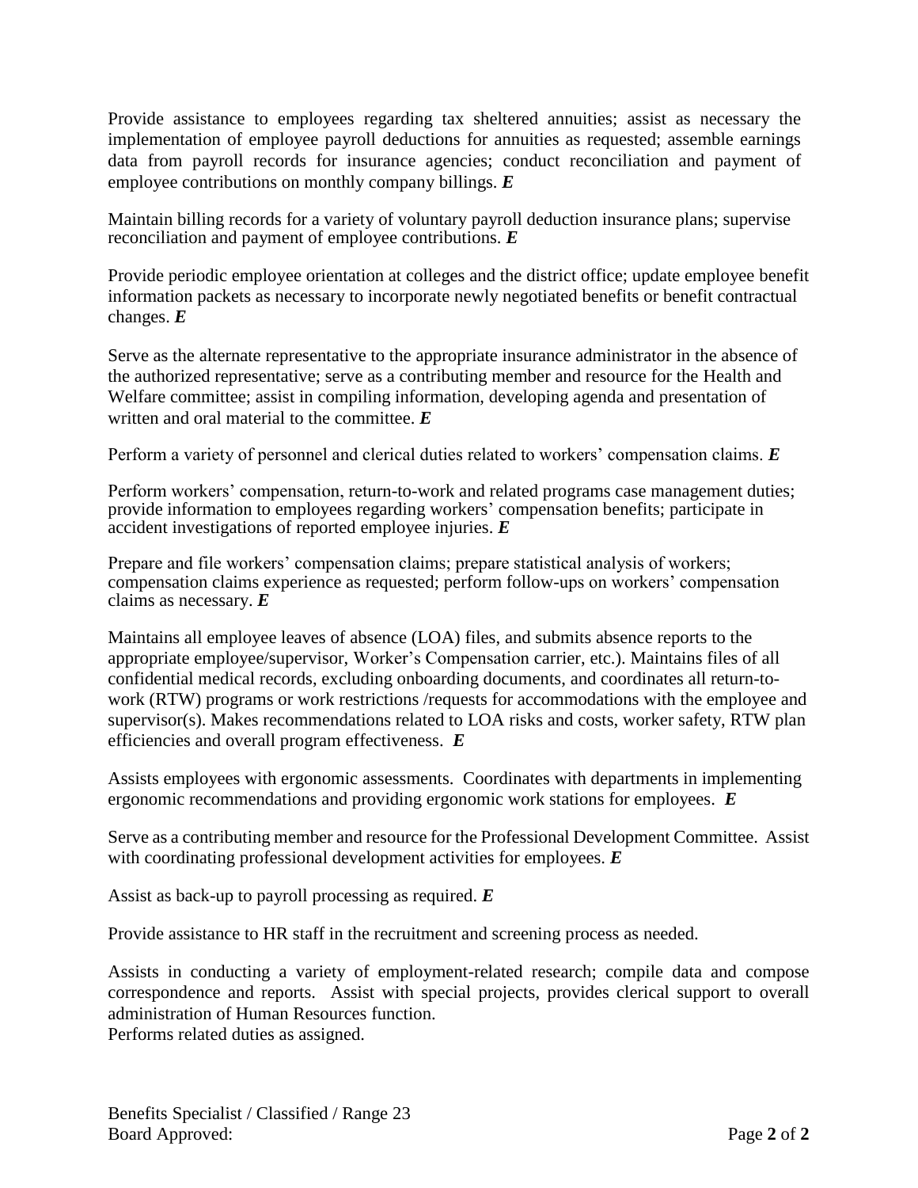Provide assistance to employees regarding tax sheltered annuities; assist as necessary the implementation of employee payroll deductions for annuities as requested; assemble earnings data from payroll records for insurance agencies; conduct reconciliation and payment of employee contributions on monthly company billings. ***E***

Maintain billing records for a variety of voluntary payroll deduction insurance plans; supervise reconciliation and payment of employee contributions. ***E***

Provide periodic employee orientation at colleges and the district office; update employee benefit information packets as necessary to incorporate newly negotiated benefits or benefit contractual changes. ***E***

Serve as the alternate representative to the appropriate insurance administrator in the absence of the authorized representative; serve as a contributing member and resource for the Health and Welfare committee; assist in compiling information, developing agenda and presentation of written and oral material to the committee. ***E***

Perform a variety of personnel and clerical duties related to workers' compensation claims. ***E***

Perform workers' compensation, return-to-work and related programs case management duties; provide information to employees regarding workers' compensation benefits; participate in accident investigations of reported employee injuries. ***E***

Prepare and file workers' compensation claims; prepare statistical analysis of workers; compensation claims experience as requested; perform follow-ups on workers' compensation claims as necessary. ***E***

Maintains all employee leaves of absence (LOA) files, and submits absence reports to the appropriate employee/supervisor, Worker's Compensation carrier, etc.). Maintains files of all confidential medical records, excluding onboarding documents, and coordinates all return-to-work (RTW) programs or work restrictions /requests for accommodations with the employee and supervisor(s). Makes recommendations related to LOA risks and costs, worker safety, RTW plan efficiencies and overall program effectiveness. ***E***

Assists employees with ergonomic assessments. Coordinates with departments in implementing ergonomic recommendations and providing ergonomic work stations for employees. ***E***

Serve as a contributing member and resource for the Professional Development Committee. Assist with coordinating professional development activities for employees. ***E***

Assist as back-up to payroll processing as required. ***E***

Provide assistance to HR staff in the recruitment and screening process as needed.

Assists in conducting a variety of employment-related research; compile data and compose correspondence and reports. Assist with special projects, provides clerical support to overall administration of Human Resources function.
Performs related duties as assigned.

Benefits Specialist / Classified / Range 23
Board Approved: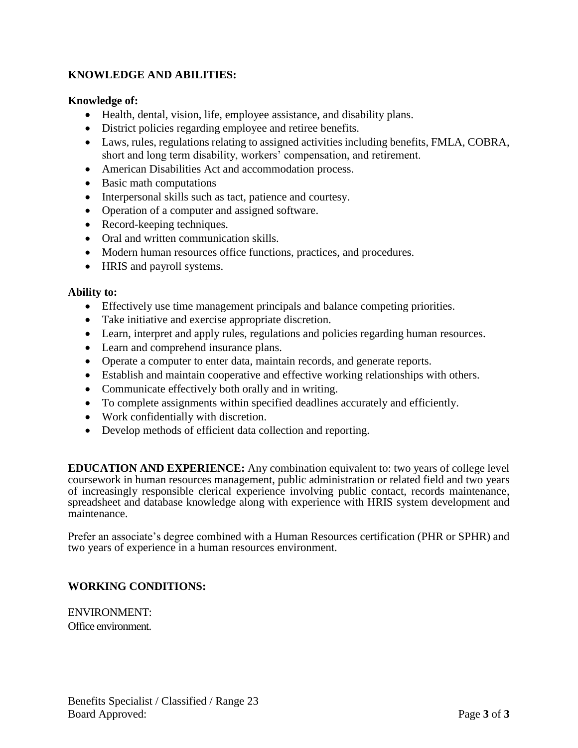## KNOWLEDGE AND ABILITIES:

### Knowledge of:

- Health, dental, vision, life, employee assistance, and disability plans.
- District policies regarding employee and retiree benefits.
- Laws, rules, regulations relating to assigned activities including benefits, FMLA, COBRA, short and long term disability, workers' compensation, and retirement.
- American Disabilities Act and accommodation process.
- Basic math computations
- Interpersonal skills such as tact, patience and courtesy.
- Operation of a computer and assigned software.
- Record-keeping techniques.
- Oral and written communication skills.
- Modern human resources office functions, practices, and procedures.
- HRIS and payroll systems.

### Ability to:

- Effectively use time management principals and balance competing priorities.
- Take initiative and exercise appropriate discretion.
- Learn, interpret and apply rules, regulations and policies regarding human resources.
- Learn and comprehend insurance plans.
- Operate a computer to enter data, maintain records, and generate reports.
- Establish and maintain cooperative and effective working relationships with others.
- Communicate effectively both orally and in writing.
- To complete assignments within specified deadlines accurately and efficiently.
- Work confidentially with discretion.
- Develop methods of efficient data collection and reporting.

**EDUCATION AND EXPERIENCE:** Any combination equivalent to: two years of college level coursework in human resources management, public administration or related field and two years of increasingly responsible clerical experience involving public contact, records maintenance, spreadsheet and database knowledge along with experience with HRIS system development and maintenance.

Prefer an associate's degree combined with a Human Resources certification (PHR or SPHR) and two years of experience in a human resources environment.

## WORKING CONDITIONS:

ENVIRONMENT:
Office environment.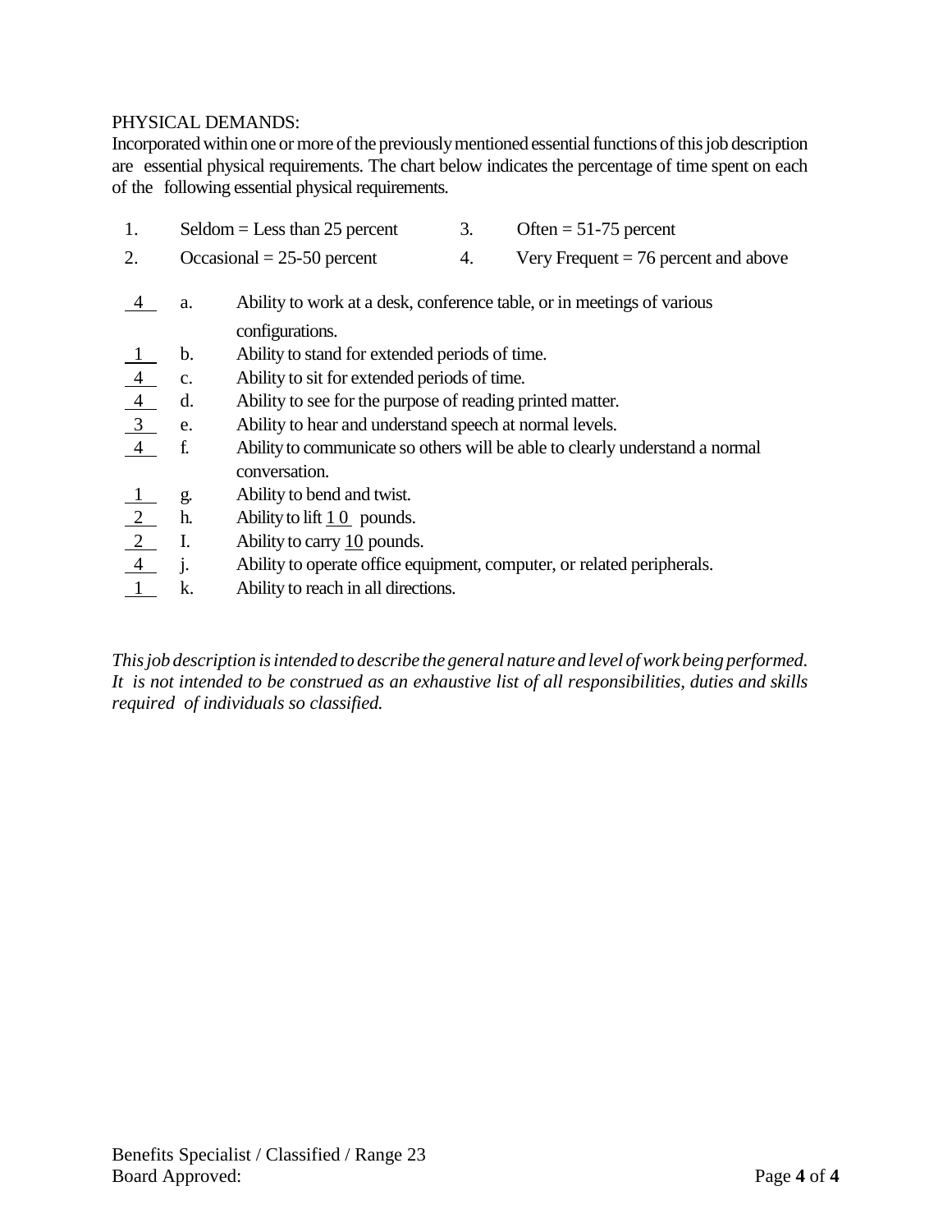PHYSICAL DEMANDS:

Incorporated within one or more of the previously mentioned essential functions of this job description are essential physical requirements. The chart below indicates the percentage of time spent on each of the following essential physical requirements.

1. Seldom = Less than 25 percent
2. Occasional = 25-50 percent
3. Often = 51-75 percent
4. Very Frequent = 76 percent and above

| | | |
|---|---|---|
| 4 | a. | Ability to work at a desk, conference table, or in meetings of various configurations. |
| 1 | b. | Ability to stand for extended periods of time. |
| 4 | c. | Ability to sit for extended periods of time. |
| 4 | d. | Ability to see for the purpose of reading printed matter. |
| 3 | e. | Ability to hear and understand speech at normal levels. |
| 4 | f. | Ability to communicate so others will be able to clearly understand a normal conversation. |
| 1 | g. | Ability to bend and twist. |
| 2 | h. | Ability to lift 10 pounds. |
| 2 | I. | Ability to carry 10 pounds. |
| 4 | j. | Ability to operate office equipment, computer, or related peripherals. |
| 1 | k. | Ability to reach in all directions. |

*This job description is intended to describe the general nature and level of work being performed. It is not intended to be construed as an exhaustive list of all responsibilities, duties and skills required of individuals so classified.*

Benefits Specialist / Classified / Range 23
Board Approved: